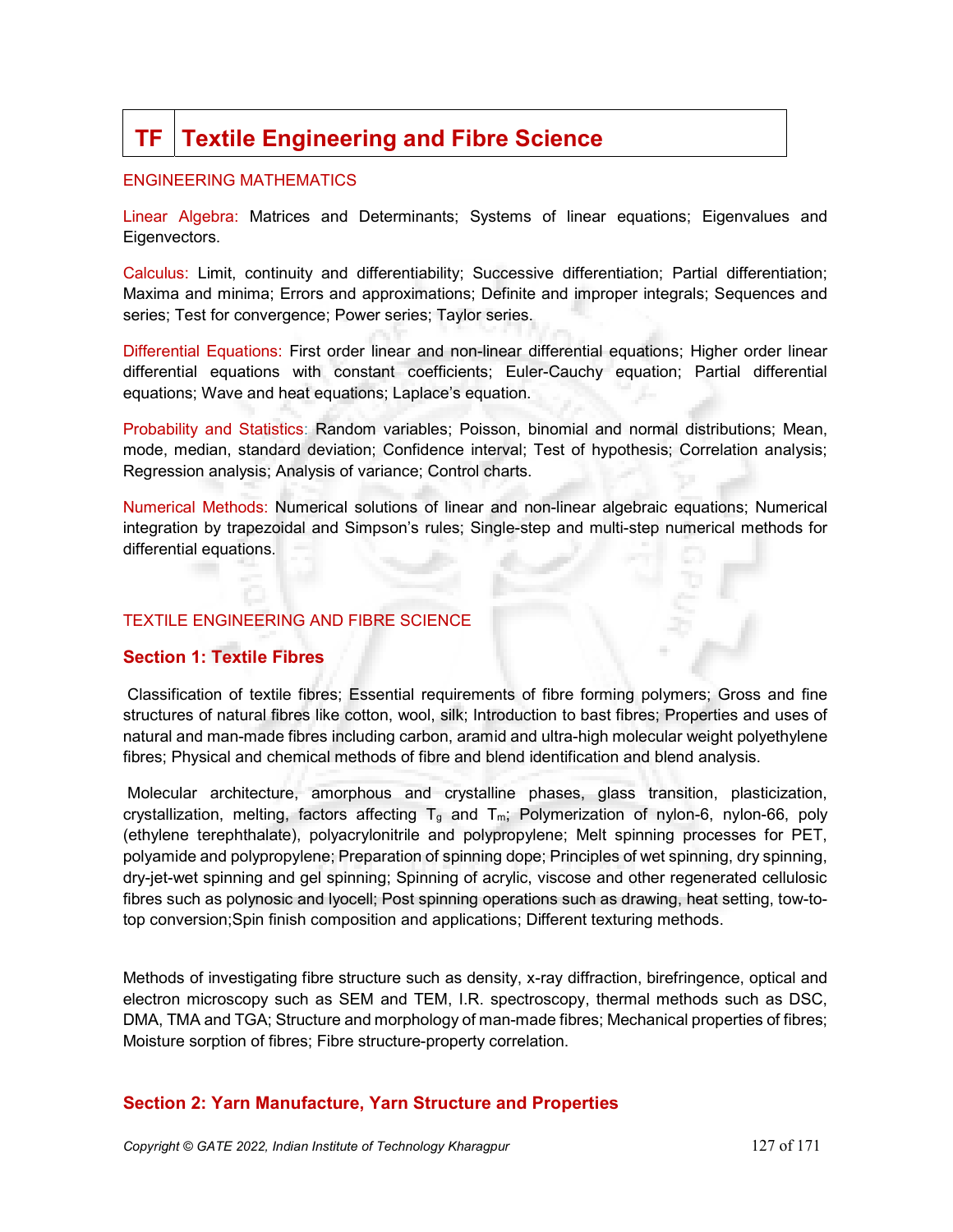# TF | Textile Engineering and Fibre Science

## ENGINEERING MATHEMATICS

**Linear Algebra:** Matrices and Determinants; Systems of linear equations; Eigenvalues and Eigenvectors.

**Calculus:** Limit, continuity and differentiability; Successive differentiation; Partial differentiation; Maxima and minima; Errors and approximations; Definite and improper integrals; Sequences and series; Test for convergence; Power series; Taylor series.

**Differential Equations:** First order linear and non-linear differential equations; Higher order linear differential equations with constant coefficients; Euler-Cauchy equation; Partial differential equations; Wave and heat equations; Laplace's equation.

**Probability and Statistics:** Random variables; Poisson, binomial and normal distributions; Mean, mode, median, standard deviation; Confidence interval; Test of hypothesis; Correlation analysis; Regression analysis; Analysis of variance; Control charts.

**Numerical Methods:** Numerical solutions of linear and non-linear algebraic equations; Numerical integration by trapezoidal and Simpson's rules; Single-step and multi-step numerical methods for differential equations.

## TEXTILE ENGINEERING AND FIBRE SCIENCE

### Section 1: Textile Fibres

Classification of textile fibres; Essential requirements of fibre forming polymers; Gross and fine structures of natural fibres like cotton, wool, silk; Introduction to bast fibres; Properties and uses of natural and man-made fibres including carbon, aramid and ultra-high molecular weight polyethylene fibres; Physical and chemical methods of fibre and blend identification and blend analysis.

Molecular architecture, amorphous and crystalline phases, glass transition, plasticization, crystallization, melting, factors affecting $T_g$ and $T_m$; Polymerization of nylon-6, nylon-66, poly (ethylene terephthalate), polyacrylonitrile and polypropylene; Melt spinning processes for PET, polyamide and polypropylene; Preparation of spinning dope; Principles of wet spinning, dry spinning, dry-jet-wet spinning and gel spinning; Spinning of acrylic, viscose and other regenerated cellulosic fibres such as polynosic and lyocell; Post spinning operations such as drawing, heat setting, tow-to-top conversion;Spin finish composition and applications; Different texturing methods.

Methods of investigating fibre structure such as density, x-ray diffraction, birefringence, optical and electron microscopy such as SEM and TEM, I.R. spectroscopy, thermal methods such as DSC, DMA, TMA and TGA; Structure and morphology of man-made fibres; Mechanical properties of fibres; Moisture sorption of fibres; Fibre structure-property correlation.

### Section 2: Yarn Manufacture, Yarn Structure and Properties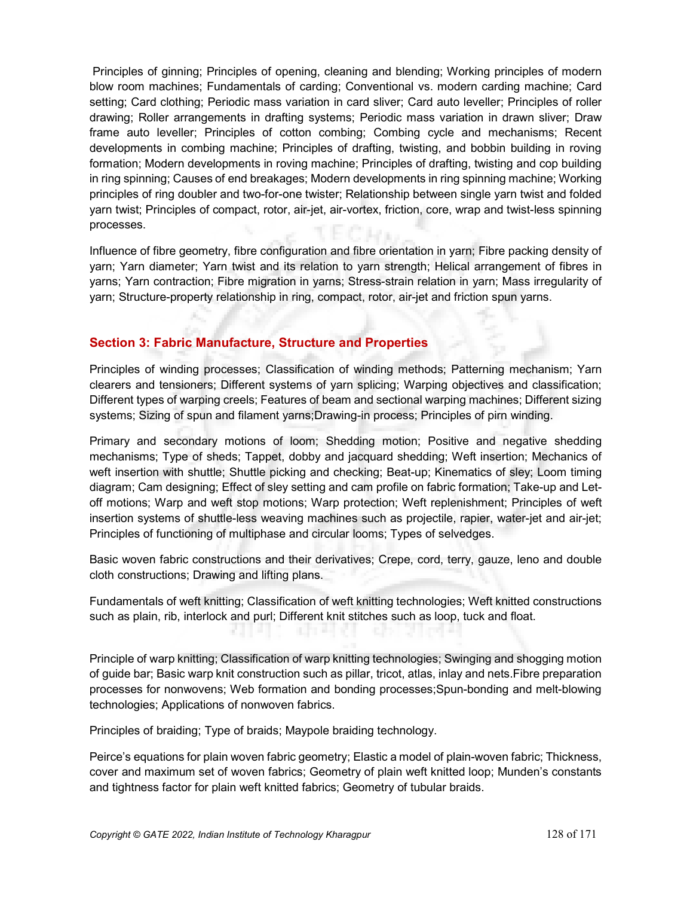Principles of ginning; Principles of opening, cleaning and blending; Working principles of modern blow room machines; Fundamentals of carding; Conventional vs. modern carding machine; Card setting; Card clothing; Periodic mass variation in card sliver; Card auto leveller; Principles of roller drawing; Roller arrangements in drafting systems; Periodic mass variation in drawn sliver; Draw frame auto leveller; Principles of cotton combing; Combing cycle and mechanisms; Recent developments in combing machine; Principles of drafting, twisting, and bobbin building in roving formation; Modern developments in roving machine; Principles of drafting, twisting and cop building in ring spinning; Causes of end breakages; Modern developments in ring spinning machine; Working principles of ring doubler and two-for-one twister; Relationship between single yarn twist and folded yarn twist; Principles of compact, rotor, air-jet, air-vortex, friction, core, wrap and twist-less spinning processes.

Influence of fibre geometry, fibre configuration and fibre orientation in yarn; Fibre packing density of yarn; Yarn diameter; Yarn twist and its relation to yarn strength; Helical arrangement of fibres in yarns; Yarn contraction; Fibre migration in yarns; Stress-strain relation in yarn; Mass irregularity of yarn; Structure-property relationship in ring, compact, rotor, air-jet and friction spun yarns.

## Section 3: Fabric Manufacture, Structure and Properties

Principles of winding processes; Classification of winding methods; Patterning mechanism; Yarn clearers and tensioners; Different systems of yarn splicing; Warping objectives and classification; Different types of warping creels; Features of beam and sectional warping machines; Different sizing systems; Sizing of spun and filament yarns;Drawing-in process; Principles of pirn winding.

Primary and secondary motions of loom; Shedding motion; Positive and negative shedding mechanisms; Type of sheds; Tappet, dobby and jacquard shedding; Weft insertion; Mechanics of weft insertion with shuttle; Shuttle picking and checking; Beat-up; Kinematics of sley; Loom timing diagram; Cam designing; Effect of sley setting and cam profile on fabric formation; Take-up and Let-off motions; Warp and weft stop motions; Warp protection; Weft replenishment; Principles of weft insertion systems of shuttle-less weaving machines such as projectile, rapier, water-jet and air-jet; Principles of functioning of multiphase and circular looms; Types of selvedges.

Basic woven fabric constructions and their derivatives; Crepe, cord, terry, gauze, leno and double cloth constructions; Drawing and lifting plans.

Fundamentals of weft knitting; Classification of weft knitting technologies; Weft knitted constructions such as plain, rib, interlock and purl; Different knit stitches such as loop, tuck and float.

Principle of warp knitting; Classification of warp knitting technologies; Swinging and shogging motion of guide bar; Basic warp knit construction such as pillar, tricot, atlas, inlay and nets.Fibre preparation processes for nonwovens; Web formation and bonding processes;Spun-bonding and melt-blowing technologies; Applications of nonwoven fabrics.

Principles of braiding; Type of braids; Maypole braiding technology.

Peirce's equations for plain woven fabric geometry; Elastic a model of plain-woven fabric; Thickness, cover and maximum set of woven fabrics; Geometry of plain weft knitted loop; Munden's constants and tightness factor for plain weft knitted fabrics; Geometry of tubular braids.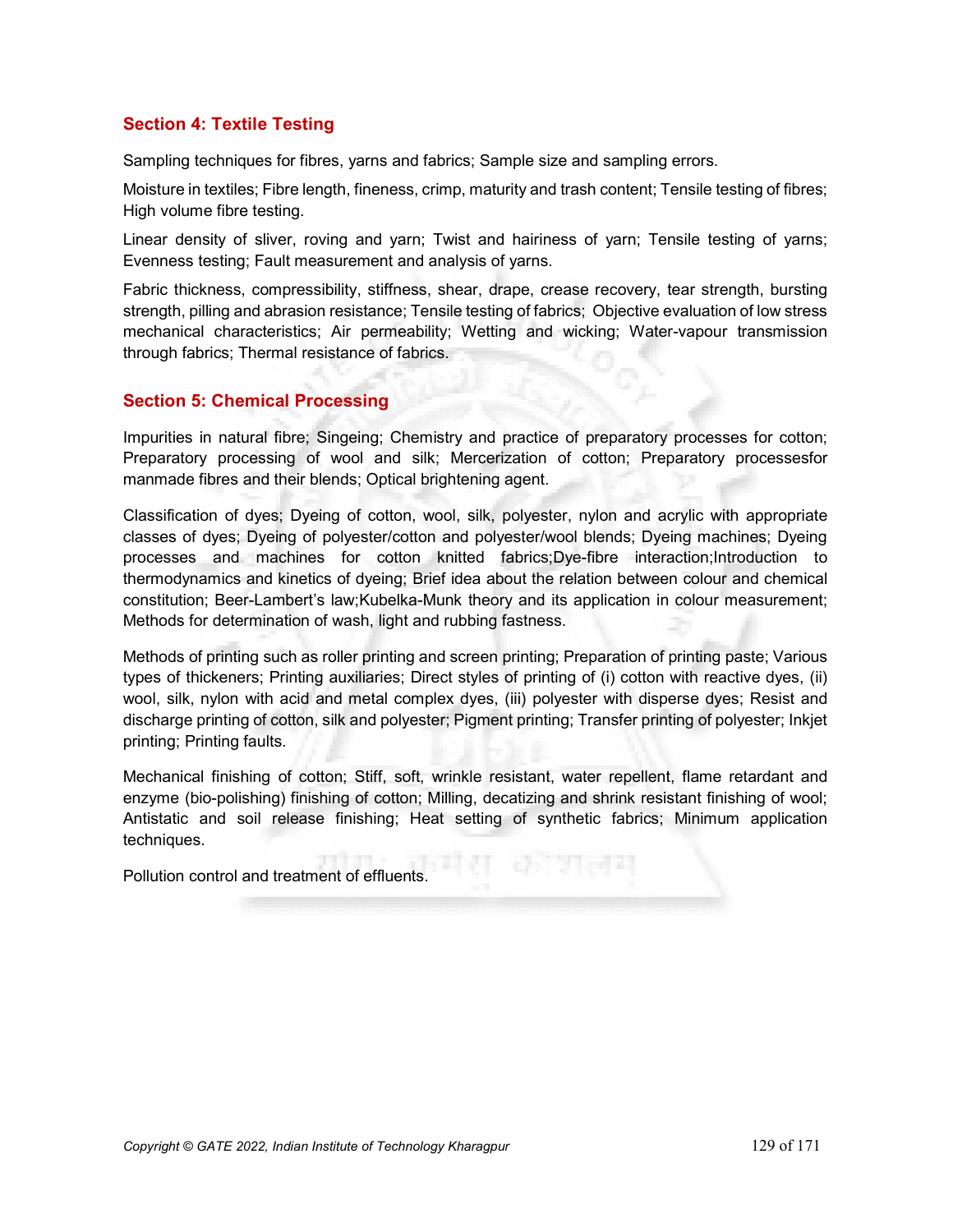## Section 4: Textile Testing

Sampling techniques for fibres, yarns and fabrics; Sample size and sampling errors.

Moisture in textiles; Fibre length, fineness, crimp, maturity and trash content; Tensile testing of fibres; High volume fibre testing.

Linear density of sliver, roving and yarn; Twist and hairiness of yarn; Tensile testing of yarns; Evenness testing; Fault measurement and analysis of yarns.

Fabric thickness, compressibility, stiffness, shear, drape, crease recovery, tear strength, bursting strength, pilling and abrasion resistance; Tensile testing of fabrics; Objective evaluation of low stress mechanical characteristics; Air permeability; Wetting and wicking; Water-vapour transmission through fabrics; Thermal resistance of fabrics.

## Section 5: Chemical Processing

Impurities in natural fibre; Singeing; Chemistry and practice of preparatory processes for cotton; Preparatory processing of wool and silk; Mercerization of cotton; Preparatory processesfor manmade fibres and their blends; Optical brightening agent.

Classification of dyes; Dyeing of cotton, wool, silk, polyester, nylon and acrylic with appropriate classes of dyes; Dyeing of polyester/cotton and polyester/wool blends; Dyeing machines; Dyeing processes and machines for cotton knitted fabrics;Dye-fibre interaction;Introduction to thermodynamics and kinetics of dyeing; Brief idea about the relation between colour and chemical constitution; Beer-Lambert's law;Kubelka-Munk theory and its application in colour measurement; Methods for determination of wash, light and rubbing fastness.

Methods of printing such as roller printing and screen printing; Preparation of printing paste; Various types of thickeners; Printing auxiliaries; Direct styles of printing of (i) cotton with reactive dyes, (ii) wool, silk, nylon with acid and metal complex dyes, (iii) polyester with disperse dyes; Resist and discharge printing of cotton, silk and polyester; Pigment printing; Transfer printing of polyester; Inkjet printing; Printing faults.

Mechanical finishing of cotton; Stiff, soft, wrinkle resistant, water repellent, flame retardant and enzyme (bio-polishing) finishing of cotton; Milling, decatizing and shrink resistant finishing of wool; Antistatic and soil release finishing; Heat setting of synthetic fabrics; Minimum application techniques.

Pollution control and treatment of effluents.